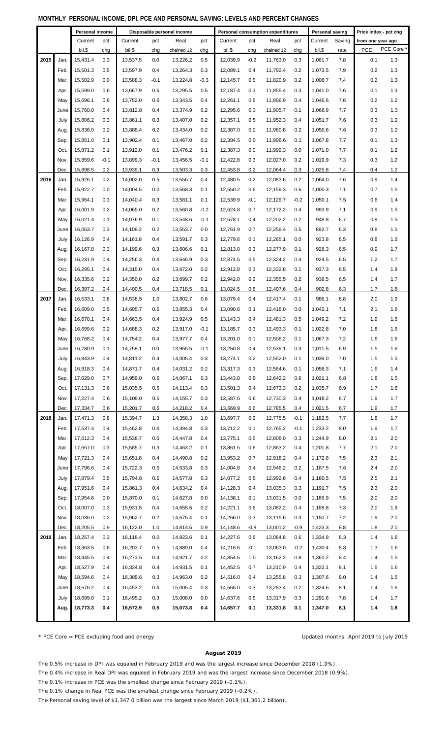## MONTHLY PERSONAL INCOME, DPI, PCE AND PERSONAL SAVING: LEVELS AND PERCENT CHANGES

| | | Personal income | | Disposable personal income | | | | Personal consumption expenditures | | | | Personal saving | | Price Index - pct chg from one year ago | |
|---|---|---|---|---|---|---|---|---|---|---|---|---|---|---|---|
| | | Current bil.$ | pct chg | Current bil.$ | pct chg | Real chained 12 | pct chg | Current bil.$ | pct chg | Real chained 12 | pct chg | Current bil.$ | Saving rate | PCE | PCE Core * |
| 2015 | Jan. | 15,431.4 | 0.3 | 13,537.5 | 0.0 | 13,226.2 | 0.5 | 12,039.9 | -0.2 | 11,763.0 | 0.3 | 1,061.7 | 7.8 | 0.1 | 1.3 |
| | Feb. | 15,501.3 | 0.5 | 13,597.9 | 0.4 | 13,264.3 | 0.3 | 12,089.1 | 0.4 | 11,792.4 | 0.2 | 1,073.5 | 7.9 | 0.2 | 1.3 |
| | Mar. | 15,502.9 | 0.0 | 13,588.3 | -0.1 | 13,224.8 | -0.3 | 12,145.7 | 0.5 | 11,820.9 | 0.2 | 1,008.7 | 7.4 | 0.2 | 1.3 |
| | Apr. | 15,599.0 | 0.6 | 13,667.9 | 0.6 | 13,295.5 | 0.5 | 12,187.4 | 0.3 | 11,855.4 | 0.3 | 1,041.0 | 7.6 | 0.1 | 1.3 |
| | May | 15,696.1 | 0.6 | 13,752.0 | 0.6 | 13,343.5 | 0.4 | 12,261.1 | 0.6 | 11,896.9 | 0.4 | 1,046.6 | 7.6 | 0.2 | 1.2 |
| | June | 15,760.0 | 0.4 | 13,812.8 | 0.4 | 13,374.9 | 0.2 | 12,295.6 | 0.3 | 11,905.7 | 0.1 | 1,066.9 | 7.7 | 0.3 | 1.3 |
| | July | 15,806.2 | 0.3 | 13,861.1 | 0.3 | 13,407.0 | 0.2 | 12,357.1 | 0.5 | 11,952.3 | 0.4 | 1,051.7 | 7.6 | 0.3 | 1.2 |
| | Aug. | 15,836.0 | 0.2 | 13,889.4 | 0.2 | 13,434.0 | 0.2 | 12,387.0 | 0.2 | 11,980.8 | 0.2 | 1,050.6 | 7.6 | 0.3 | 1.2 |
| | Sep. | 15,851.0 | 0.1 | 13,902.4 | 0.1 | 13,467.0 | 0.2 | 12,384.5 | 0.0 | 11,996.6 | 0.1 | 1,067.8 | 7.7 | 0.1 | 1.3 |
| | Oct. | 15,871.2 | 0.1 | 13,912.0 | 0.1 | 13,476.2 | 0.1 | 12,387.3 | 0.0 | 11,999.3 | 0.0 | 1,071.0 | 7.7 | 0.1 | 1.2 |
| | Nov. | 15,859.6 | -0.1 | 13,899.3 | -0.1 | 13,456.5 | -0.1 | 12,422.8 | 0.3 | 12,027.0 | 0.2 | 1,019.9 | 7.3 | 0.3 | 1.2 |
| | Dec. | 15,898.5 | 0.2 | 13,939.1 | 0.3 | 13,503.3 | 0.3 | 12,453.8 | 0.2 | 12,064.4 | 0.3 | 1,025.8 | 7.4 | 0.4 | 1.2 |
| 2016 | Jan. | 15,926.1 | 0.2 | 14,002.0 | 0.5 | 13,556.7 | 0.4 | 12,480.5 | 0.2 | 12,083.6 | 0.2 | 1,064.0 | 7.6 | 0.9 | 1.4 |
| | Feb. | 15,922.7 | 0.0 | 14,004.5 | 0.0 | 13,568.3 | 0.1 | 12,550.2 | 0.6 | 12,159.3 | 0.6 | 1,000.3 | 7.1 | 0.7 | 1.5 |
| | Mar. | 15,964.1 | 0.3 | 14,040.4 | 0.3 | 13,581.1 | 0.1 | 12,539.9 | -0.1 | 12,129.7 | -0.2 | 1,050.1 | 7.5 | 0.6 | 1.4 |
| | Apr. | 16,001.9 | 0.2 | 14,065.0 | 0.2 | 13,560.8 | -0.2 | 12,624.8 | 0.7 | 12,172.2 | 0.4 | 993.9 | 7.1 | 0.9 | 1.5 |
| | May | 16,021.4 | 0.1 | 14,076.9 | 0.1 | 13,548.6 | -0.1 | 12,678.1 | 0.4 | 12,202.2 | 0.2 | 948.8 | 6.7 | 0.8 | 1.5 |
| | June | 16,063.7 | 0.3 | 14,109.2 | 0.2 | 13,553.7 | 0.0 | 12,761.9 | 0.7 | 12,259.4 | 0.5 | 892.7 | 6.3 | 0.8 | 1.5 |
| | July | 16,126.9 | 0.4 | 14,161.8 | 0.4 | 13,591.7 | 0.3 | 12,779.6 | 0.1 | 12,265.1 | 0.0 | 923.8 | 6.5 | 0.8 | 1.6 |
| | Aug. | 16,167.8 | 0.3 | 14,199.6 | 0.3 | 13,606.6 | 0.1 | 12,813.0 | 0.3 | 12,277.9 | 0.1 | 928.3 | 6.5 | 0.9 | 1.7 |
| | Sep. | 16,231.9 | 0.4 | 14,256.3 | 0.4 | 13,646.9 | 0.3 | 12,874.5 | 0.5 | 12,324.2 | 0.4 | 924.5 | 6.5 | 1.2 | 1.7 |
| | Oct. | 16,295.1 | 0.4 | 14,315.0 | 0.4 | 13,672.0 | 0.2 | 12,912.8 | 0.3 | 12,332.8 | 0.1 | 937.3 | 6.5 | 1.4 | 1.8 |
| | Nov. | 16,335.6 | 0.2 | 14,350.0 | 0.2 | 13,699.7 | 0.2 | 12,942.0 | 0.2 | 12,355.5 | 0.2 | 939.5 | 6.5 | 1.4 | 1.7 |
| | Dec. | 16,397.2 | 0.4 | 14,400.5 | 0.4 | 13,718.5 | 0.1 | 13,024.5 | 0.6 | 12,407.6 | 0.4 | 902.8 | 6.3 | 1.7 | 1.8 |
| 2017 | Jan. | 16,533.1 | 0.8 | 14,538.5 | 1.0 | 13,802.7 | 0.6 | 13,079.4 | 0.4 | 12,417.4 | 0.1 | 986.1 | 6.8 | 2.0 | 1.9 |
| | Feb. | 16,609.0 | 0.5 | 14,605.7 | 0.5 | 13,855.3 | 0.4 | 13,090.6 | 0.1 | 12,418.0 | 0.0 | 1,042.1 | 7.1 | 2.1 | 1.8 |
| | Mar. | 16,670.1 | 0.4 | 14,663.5 | 0.4 | 13,924.9 | 0.5 | 13,143.3 | 0.4 | 12,481.3 | 0.5 | 1,049.2 | 7.2 | 1.9 | 1.6 |
| | Apr. | 16,699.6 | 0.2 | 14,688.3 | 0.2 | 13,917.0 | -0.1 | 13,185.7 | 0.3 | 12,493.3 | 0.1 | 1,022.8 | 7.0 | 1.8 | 1.6 |
| | May | 16,768.2 | 0.4 | 14,754.2 | 0.4 | 13,977.7 | 0.4 | 13,201.0 | 0.1 | 12,506.2 | 0.1 | 1,067.3 | 7.2 | 1.6 | 1.6 |
| | June | 16,780.9 | 0.1 | 14,758.1 | 0.0 | 13,965.5 | -0.1 | 13,250.8 | 0.4 | 12,539.1 | 0.3 | 1,011.5 | 6.9 | 1.5 | 1.6 |
| | July | 16,843.9 | 0.4 | 14,811.2 | 0.4 | 14,005.4 | 0.3 | 13,274.1 | 0.2 | 12,552.0 | 0.1 | 1,039.0 | 7.0 | 1.5 | 1.5 |
| | Aug. | 16,918.3 | 0.4 | 14,871.7 | 0.4 | 14,031.2 | 0.2 | 13,317.3 | 0.3 | 12,564.6 | 0.1 | 1,056.3 | 7.1 | 1.6 | 1.4 |
| | Sep. | 17,029.0 | 0.7 | 14,959.0 | 0.6 | 14,067.1 | 0.3 | 13,443.8 | 0.9 | 12,642.2 | 0.6 | 1,021.1 | 6.8 | 1.8 | 1.5 |
| | Oct. | 17,131.3 | 0.6 | 15,035.5 | 0.5 | 14,113.4 | 0.3 | 13,501.3 | 0.4 | 12,673.3 | 0.2 | 1,035.7 | 6.9 | 1.7 | 1.6 |
| | Nov. | 17,227.4 | 0.6 | 15,109.0 | 0.5 | 14,155.7 | 0.3 | 13,587.6 | 0.6 | 12,730.3 | 0.4 | 1,018.2 | 6.7 | 1.9 | 1.7 |
| | Dec. | 17,334.7 | 0.6 | 15,201.7 | 0.6 | 14,218.2 | 0.4 | 13,669.9 | 0.6 | 12,785.5 | 0.4 | 1,021.5 | 6.7 | 1.9 | 1.7 |
| 2018 | Jan. | 17,471.3 | 0.8 | 15,394.7 | 1.3 | 14,358.3 | 1.0 | 13,697.7 | 0.2 | 12,775.5 | -0.1 | 1,182.5 | 7.7 | 1.8 | 1.7 |
| | Feb. | 17,537.4 | 0.4 | 15,462.8 | 0.4 | 14,394.8 | 0.3 | 13,712.2 | 0.1 | 12,765.2 | -0.1 | 1,233.2 | 8.0 | 1.9 | 1.7 |
| | Mar. | 17,612.3 | 0.4 | 15,538.7 | 0.5 | 14,447.8 | 0.4 | 13,775.1 | 0.5 | 12,808.0 | 0.3 | 1,244.9 | 8.0 | 2.1 | 2.0 |
| | Apr. | 17,657.0 | 0.3 | 15,585.7 | 0.3 | 14,463.2 | 0.1 | 13,861.5 | 0.6 | 12,863.2 | 0.4 | 1,201.8 | 7.7 | 2.1 | 2.0 |
| | May | 17,721.3 | 0.4 | 15,651.8 | 0.4 | 14,490.8 | 0.2 | 13,953.2 | 0.7 | 12,918.2 | 0.4 | 1,172.8 | 7.5 | 2.3 | 2.1 |
| | June | 17,796.6 | 0.4 | 15,722.3 | 0.5 | 14,533.8 | 0.3 | 14,004.8 | 0.4 | 12,946.2 | 0.2 | 1,187.5 | 7.6 | 2.4 | 2.0 |
| | July | 17,879.4 | 0.5 | 15,794.8 | 0.5 | 14,577.8 | 0.3 | 14,077.2 | 0.5 | 12,992.6 | 0.4 | 1,180.5 | 7.5 | 2.5 | 2.1 |
| | Aug. | 17,951.6 | 0.4 | 15,861.3 | 0.4 | 14,634.2 | 0.4 | 14,128.3 | 0.4 | 13,035.3 | 0.3 | 1,191.7 | 7.5 | 2.3 | 2.0 |
| | Sep. | 17,954.6 | 0.0 | 15,870.0 | 0.1 | 14,627.8 | 0.0 | 14,138.1 | 0.1 | 13,031.5 | 0.0 | 1,186.9 | 7.5 | 2.0 | 2.0 |
| | Oct. | 18,007.0 | 0.3 | 15,931.5 | 0.4 | 14,655.6 | 0.2 | 14,221.1 | 0.6 | 13,082.2 | 0.4 | 1,168.8 | 7.3 | 2.0 | 1.9 |
| | Nov. | 18,036.0 | 0.2 | 15,962.7 | 0.2 | 14,675.4 | 0.1 | 14,266.0 | 0.3 | 13,115.6 | 0.3 | 1,150.7 | 7.2 | 1.9 | 2.0 |
| | Dec. | 18,205.5 | 0.9 | 16,122.0 | 1.0 | 14,814.5 | 0.9 | 14,148.6 | -0.8 | 13,001.2 | -0.9 | 1,423.3 | 8.8 | 1.8 | 2.0 |
| 2019 | Jan. | 18,257.4 | 0.3 | 16,118.4 | 0.0 | 14,823.6 | 0.1 | 14,227.6 | 0.6 | 13,084.8 | 0.6 | 1,334.9 | 8.3 | 1.4 | 1.8 |
| | Feb. | 18,363.5 | 0.6 | 16,203.7 | 0.5 | 14,889.0 | 0.4 | 14,216.6 | -0.1 | 13,063.0 | -0.2 | 1,430.4 | 8.8 | 1.3 | 1.6 |
| | Mar. | 18,445.5 | 0.4 | 16,273.5 | 0.4 | 14,921.7 | 0.2 | 14,354.6 | 1.0 | 13,162.2 | 0.8 | 1,361.2 | 8.4 | 1.4 | 1.5 |
| | Apr. | 18,527.9 | 0.4 | 16,334.8 | 0.4 | 14,931.5 | 0.1 | 14,452.5 | 0.7 | 13,210.9 | 0.4 | 1,322.1 | 8.1 | 1.5 | 1.6 |
| | May | 18,594.6 | 0.4 | 16,385.6 | 0.3 | 14,963.0 | 0.2 | 14,516.0 | 0.4 | 13,255.8 | 0.3 | 1,307.6 | 8.0 | 1.4 | 1.5 |
| | June | 18,676.2 | 0.4 | 16,453.2 | 0.4 | 15,005.4 | 0.3 | 14,565.0 | 0.3 | 13,283.4 | 0.2 | 1,324.6 | 8.1 | 1.4 | 1.6 |
| | July | 18,699.8 | 0.1 | 16,495.2 | 0.3 | 15,008.0 | 0.0 | 14,637.6 | 0.5 | 13,317.9 | 0.3 | 1,291.6 | 7.8 | 1.4 | 1.7 |
| | **Aug.** | **18,773.3** | **0.4** | **16,572.9** | **0.5** | **15,073.8** | **0.4** | **14,657.7** | **0.1** | **13,331.8** | **0.1** | **1,347.0** | **8.1** | **1.4** | **1.8** |

\* PCE Core = PCE excluding food and energy

Updated months: April 2019 to July 2019

**August 2019**

The 0.5% increase in DPI was equaled in February 2019 and was the largest increase since December 2018 (1.0%).

The 0.4% increase in Real DPI was equaled in February 2019 and was the largest increase since December 2018 (0.9%).

The 0.1% increase in PCE was the smallest change since February 2019 (-0.1%).

The 0.1% change in Real PCE was the smallest change since February 2019 (-0.2%).

The Personal saving level of $1,347.0 billion was the largest since March 2019 ($1,361.2 billion).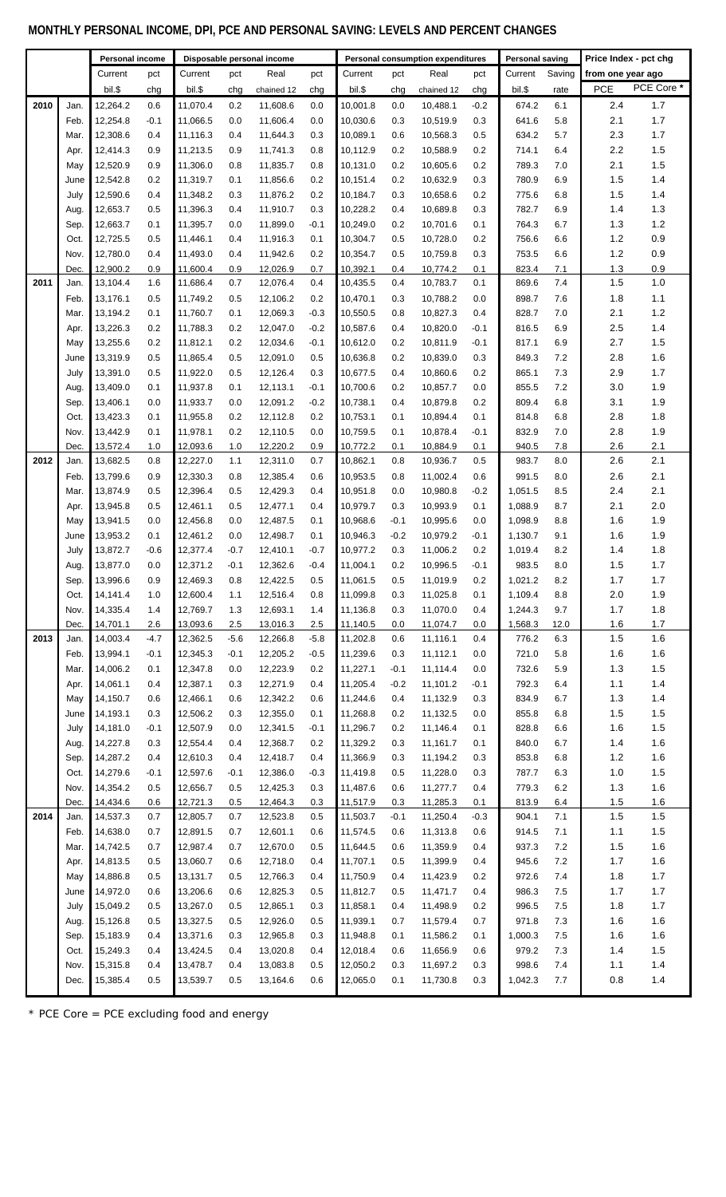## MONTHLY PERSONAL INCOME, DPI, PCE AND PERSONAL SAVING: LEVELS AND PERCENT CHANGES

| | | Personal income | | Disposable personal income | | | | Personal consumption expenditures | | | | Personal saving | | Price Index - pct chg | |
|---|---|---|---|---|---|---|---|---|---|---|---|---|---|---|---|
| | | Current | pct | Current | pct | Real | pct | Current | pct | Real | pct | Current | Saving | from one year ago | |
| | | bil.$ | chg | bil.$ | chg | chained 12 | chg | bil.$ | chg | chained 12 | chg | bil.$ | rate | PCE | PCE Core * |
| 2010 | Jan. | 12,264.2 | 0.6 | 11,070.4 | 0.2 | 11,608.6 | 0.0 | 10,001.8 | 0.0 | 10,488.1 | -0.2 | 674.2 | 6.1 | 2.4 | 1.7 |
| | Feb. | 12,254.8 | -0.1 | 11,066.5 | 0.0 | 11,606.4 | 0.0 | 10,030.6 | 0.3 | 10,519.9 | 0.3 | 641.6 | 5.8 | 2.1 | 1.7 |
| | Mar. | 12,308.6 | 0.4 | 11,116.3 | 0.4 | 11,644.3 | 0.3 | 10,089.1 | 0.6 | 10,568.3 | 0.5 | 634.2 | 5.7 | 2.3 | 1.7 |
| | Apr. | 12,414.3 | 0.9 | 11,213.5 | 0.9 | 11,741.3 | 0.8 | 10,112.9 | 0.2 | 10,588.9 | 0.2 | 714.1 | 6.4 | 2.2 | 1.5 |
| | May | 12,520.9 | 0.9 | 11,306.0 | 0.8 | 11,835.7 | 0.8 | 10,131.0 | 0.2 | 10,605.6 | 0.2 | 789.3 | 7.0 | 2.1 | 1.5 |
| | June | 12,542.8 | 0.2 | 11,319.7 | 0.1 | 11,856.6 | 0.2 | 10,151.4 | 0.2 | 10,632.9 | 0.3 | 780.9 | 6.9 | 1.5 | 1.4 |
| | July | 12,590.6 | 0.4 | 11,348.2 | 0.3 | 11,876.2 | 0.2 | 10,184.7 | 0.3 | 10,658.6 | 0.2 | 775.6 | 6.8 | 1.5 | 1.4 |
| | Aug. | 12,653.7 | 0.5 | 11,396.3 | 0.4 | 11,910.7 | 0.3 | 10,228.2 | 0.4 | 10,689.8 | 0.3 | 782.7 | 6.9 | 1.4 | 1.3 |
| | Sep. | 12,663.7 | 0.1 | 11,395.7 | 0.0 | 11,899.0 | -0.1 | 10,249.0 | 0.2 | 10,701.6 | 0.1 | 764.3 | 6.7 | 1.3 | 1.2 |
| | Oct. | 12,725.5 | 0.5 | 11,446.1 | 0.4 | 11,916.3 | 0.1 | 10,304.7 | 0.5 | 10,728.0 | 0.2 | 756.6 | 6.6 | 1.2 | 0.9 |
| | Nov. | 12,780.0 | 0.4 | 11,493.0 | 0.4 | 11,942.6 | 0.2 | 10,354.7 | 0.5 | 10,759.8 | 0.3 | 753.5 | 6.6 | 1.2 | 0.9 |
| | Dec. | 12,900.2 | 0.9 | 11,600.4 | 0.9 | 12,026.9 | 0.7 | 10,392.1 | 0.4 | 10,774.2 | 0.1 | 823.4 | 7.1 | 1.3 | 0.9 |
| 2011 | Jan. | 13,104.4 | 1.6 | 11,686.4 | 0.7 | 12,076.4 | 0.4 | 10,435.5 | 0.4 | 10,783.7 | 0.1 | 869.6 | 7.4 | 1.5 | 1.0 |
| | Feb. | 13,176.1 | 0.5 | 11,749.2 | 0.5 | 12,106.2 | 0.2 | 10,470.1 | 0.3 | 10,788.2 | 0.0 | 898.7 | 7.6 | 1.8 | 1.1 |
| | Mar. | 13,194.2 | 0.1 | 11,760.7 | 0.1 | 12,069.3 | -0.3 | 10,550.5 | 0.8 | 10,827.3 | 0.4 | 828.7 | 7.0 | 2.1 | 1.2 |
| | Apr. | 13,226.3 | 0.2 | 11,788.3 | 0.2 | 12,047.0 | -0.2 | 10,587.6 | 0.4 | 10,820.0 | -0.1 | 816.5 | 6.9 | 2.5 | 1.4 |
| | May | 13,255.6 | 0.2 | 11,812.1 | 0.2 | 12,034.6 | -0.1 | 10,612.0 | 0.2 | 10,811.9 | -0.1 | 817.1 | 6.9 | 2.7 | 1.5 |
| | June | 13,319.9 | 0.5 | 11,865.4 | 0.5 | 12,091.0 | 0.5 | 10,636.8 | 0.2 | 10,839.0 | 0.3 | 849.3 | 7.2 | 2.8 | 1.6 |
| | July | 13,391.0 | 0.5 | 11,922.0 | 0.5 | 12,126.4 | 0.3 | 10,677.5 | 0.4 | 10,860.6 | 0.2 | 865.1 | 7.3 | 2.9 | 1.7 |
| | Aug. | 13,409.0 | 0.1 | 11,937.8 | 0.1 | 12,113.1 | -0.1 | 10,700.6 | 0.2 | 10,857.7 | 0.0 | 855.5 | 7.2 | 3.0 | 1.9 |
| | Sep. | 13,406.1 | 0.0 | 11,933.7 | 0.0 | 12,091.2 | -0.2 | 10,738.1 | 0.4 | 10,879.8 | 0.2 | 809.4 | 6.8 | 3.1 | 1.9 |
| | Oct. | 13,423.3 | 0.1 | 11,955.8 | 0.2 | 12,112.8 | 0.2 | 10,753.1 | 0.1 | 10,894.4 | 0.1 | 814.8 | 6.8 | 2.8 | 1.8 |
| | Nov. | 13,442.9 | 0.1 | 11,978.1 | 0.2 | 12,110.5 | 0.0 | 10,759.5 | 0.1 | 10,878.4 | -0.1 | 832.9 | 7.0 | 2.8 | 1.9 |
| | Dec. | 13,572.4 | 1.0 | 12,093.6 | 1.0 | 12,220.2 | 0.9 | 10,772.2 | 0.1 | 10,884.9 | 0.1 | 940.5 | 7.8 | 2.6 | 2.1 |
| 2012 | Jan. | 13,682.5 | 0.8 | 12,227.0 | 1.1 | 12,311.0 | 0.7 | 10,862.1 | 0.8 | 10,936.7 | 0.5 | 983.7 | 8.0 | 2.6 | 2.1 |
| | Feb. | 13,799.6 | 0.9 | 12,330.3 | 0.8 | 12,385.4 | 0.6 | 10,953.5 | 0.8 | 11,002.4 | 0.6 | 991.5 | 8.0 | 2.6 | 2.1 |
| | Mar. | 13,874.9 | 0.5 | 12,396.4 | 0.5 | 12,429.3 | 0.4 | 10,951.8 | 0.0 | 10,980.8 | -0.2 | 1,051.5 | 8.5 | 2.4 | 2.1 |
| | Apr. | 13,945.8 | 0.5 | 12,461.1 | 0.5 | 12,477.1 | 0.4 | 10,979.7 | 0.3 | 10,993.9 | 0.1 | 1,088.9 | 8.7 | 2.1 | 2.0 |
| | May | 13,941.5 | 0.0 | 12,456.8 | 0.0 | 12,487.5 | 0.1 | 10,968.6 | -0.1 | 10,995.6 | 0.0 | 1,098.9 | 8.8 | 1.6 | 1.9 |
| | June | 13,953.2 | 0.1 | 12,461.2 | 0.0 | 12,498.7 | 0.1 | 10,946.3 | -0.2 | 10,979.2 | -0.1 | 1,130.7 | 9.1 | 1.6 | 1.9 |
| | July | 13,872.7 | -0.6 | 12,377.4 | -0.7 | 12,410.1 | -0.7 | 10,977.2 | 0.3 | 11,006.2 | 0.2 | 1,019.4 | 8.2 | 1.4 | 1.8 |
| | Aug. | 13,877.0 | 0.0 | 12,371.2 | -0.1 | 12,362.6 | -0.4 | 11,004.1 | 0.2 | 10,996.5 | -0.1 | 983.5 | 8.0 | 1.5 | 1.7 |
| | Sep. | 13,996.6 | 0.9 | 12,469.3 | 0.8 | 12,422.5 | 0.5 | 11,061.5 | 0.5 | 11,019.9 | 0.2 | 1,021.2 | 8.2 | 1.7 | 1.7 |
| | Oct. | 14,141.4 | 1.0 | 12,600.4 | 1.1 | 12,516.4 | 0.8 | 11,099.8 | 0.3 | 11,025.8 | 0.1 | 1,109.4 | 8.8 | 2.0 | 1.9 |
| | Nov. | 14,335.4 | 1.4 | 12,769.7 | 1.3 | 12,693.1 | 1.4 | 11,136.8 | 0.3 | 11,070.0 | 0.4 | 1,244.3 | 9.7 | 1.7 | 1.8 |
| | Dec. | 14,701.1 | 2.6 | 13,093.6 | 2.5 | 13,016.3 | 2.5 | 11,140.5 | 0.0 | 11,074.7 | 0.0 | 1,568.3 | 12.0 | 1.6 | 1.7 |
| 2013 | Jan. | 14,003.4 | -4.7 | 12,362.5 | -5.6 | 12,266.8 | -5.8 | 11,202.8 | 0.6 | 11,116.1 | 0.4 | 776.2 | 6.3 | 1.5 | 1.6 |
| | Feb. | 13,994.1 | -0.1 | 12,345.3 | -0.1 | 12,205.2 | -0.5 | 11,239.6 | 0.3 | 11,112.1 | 0.0 | 721.0 | 5.8 | 1.6 | 1.6 |
| | Mar. | 14,006.2 | 0.1 | 12,347.8 | 0.0 | 12,223.9 | 0.2 | 11,227.1 | -0.1 | 11,114.4 | 0.0 | 732.6 | 5.9 | 1.3 | 1.5 |
| | Apr. | 14,061.1 | 0.4 | 12,387.1 | 0.3 | 12,271.9 | 0.4 | 11,205.4 | -0.2 | 11,101.2 | -0.1 | 792.3 | 6.4 | 1.1 | 1.4 |
| | May | 14,150.7 | 0.6 | 12,466.1 | 0.6 | 12,342.2 | 0.6 | 11,244.6 | 0.4 | 11,132.9 | 0.3 | 834.9 | 6.7 | 1.3 | 1.4 |
| | June | 14,193.1 | 0.3 | 12,506.2 | 0.3 | 12,355.0 | 0.1 | 11,268.8 | 0.2 | 11,132.5 | 0.0 | 855.8 | 6.8 | 1.5 | 1.5 |
| | July | 14,181.0 | -0.1 | 12,507.9 | 0.0 | 12,341.5 | -0.1 | 11,296.7 | 0.2 | 11,146.4 | 0.1 | 828.8 | 6.6 | 1.6 | 1.5 |
| | Aug. | 14,227.8 | 0.3 | 12,554.4 | 0.4 | 12,368.7 | 0.2 | 11,329.2 | 0.3 | 11,161.7 | 0.1 | 840.0 | 6.7 | 1.4 | 1.6 |
| | Sep. | 14,287.2 | 0.4 | 12,610.3 | 0.4 | 12,418.7 | 0.4 | 11,366.9 | 0.3 | 11,194.2 | 0.3 | 853.8 | 6.8 | 1.2 | 1.6 |
| | Oct. | 14,279.6 | -0.1 | 12,597.6 | -0.1 | 12,386.0 | -0.3 | 11,419.8 | 0.5 | 11,228.0 | 0.3 | 787.7 | 6.3 | 1.0 | 1.5 |
| | Nov. | 14,354.2 | 0.5 | 12,656.7 | 0.5 | 12,425.3 | 0.3 | 11,487.6 | 0.6 | 11,277.7 | 0.4 | 779.3 | 6.2 | 1.3 | 1.6 |
| | Dec. | 14,434.6 | 0.6 | 12,721.3 | 0.5 | 12,464.3 | 0.3 | 11,517.9 | 0.3 | 11,285.3 | 0.1 | 813.9 | 6.4 | 1.5 | 1.6 |
| 2014 | Jan. | 14,537.3 | 0.7 | 12,805.7 | 0.7 | 12,523.8 | 0.5 | 11,503.7 | -0.1 | 11,250.4 | -0.3 | 904.1 | 7.1 | 1.5 | 1.5 |
| | Feb. | 14,638.0 | 0.7 | 12,891.5 | 0.7 | 12,601.1 | 0.6 | 11,574.5 | 0.6 | 11,313.8 | 0.6 | 914.5 | 7.1 | 1.1 | 1.5 |
| | Mar. | 14,742.5 | 0.7 | 12,987.4 | 0.7 | 12,670.0 | 0.5 | 11,644.5 | 0.6 | 11,359.9 | 0.4 | 937.3 | 7.2 | 1.5 | 1.6 |
| | Apr. | 14,813.5 | 0.5 | 13,060.7 | 0.6 | 12,718.0 | 0.4 | 11,707.1 | 0.5 | 11,399.9 | 0.4 | 945.6 | 7.2 | 1.7 | 1.6 |
| | May | 14,886.8 | 0.5 | 13,131.7 | 0.5 | 12,766.3 | 0.4 | 11,750.9 | 0.4 | 11,423.9 | 0.2 | 972.6 | 7.4 | 1.8 | 1.7 |
| | June | 14,972.0 | 0.6 | 13,206.6 | 0.6 | 12,825.3 | 0.5 | 11,812.7 | 0.5 | 11,471.7 | 0.4 | 986.3 | 7.5 | 1.7 | 1.7 |
| | July | 15,049.2 | 0.5 | 13,267.0 | 0.5 | 12,865.1 | 0.3 | 11,858.1 | 0.4 | 11,498.9 | 0.2 | 996.5 | 7.5 | 1.8 | 1.7 |
| | Aug. | 15,126.8 | 0.5 | 13,327.5 | 0.5 | 12,926.0 | 0.5 | 11,939.1 | 0.7 | 11,579.4 | 0.7 | 971.8 | 7.3 | 1.6 | 1.6 |
| | Sep. | 15,183.9 | 0.4 | 13,371.6 | 0.3 | 12,965.8 | 0.3 | 11,948.8 | 0.1 | 11,586.2 | 0.1 | 1,000.3 | 7.5 | 1.6 | 1.6 |
| | Oct. | 15,249.3 | 0.4 | 13,424.5 | 0.4 | 13,020.8 | 0.4 | 12,018.4 | 0.6 | 11,656.9 | 0.6 | 979.2 | 7.3 | 1.4 | 1.5 |
| | Nov. | 15,315.8 | 0.4 | 13,478.7 | 0.4 | 13,083.8 | 0.5 | 12,050.2 | 0.3 | 11,697.2 | 0.3 | 998.6 | 7.4 | 1.1 | 1.4 |
| | Dec. | 15,385.4 | 0.5 | 13,539.7 | 0.5 | 13,164.6 | 0.6 | 12,065.0 | 0.1 | 11,730.8 | 0.3 | 1,042.3 | 7.7 | 0.8 | 1.4 |

* PCE Core = PCE excluding food and energy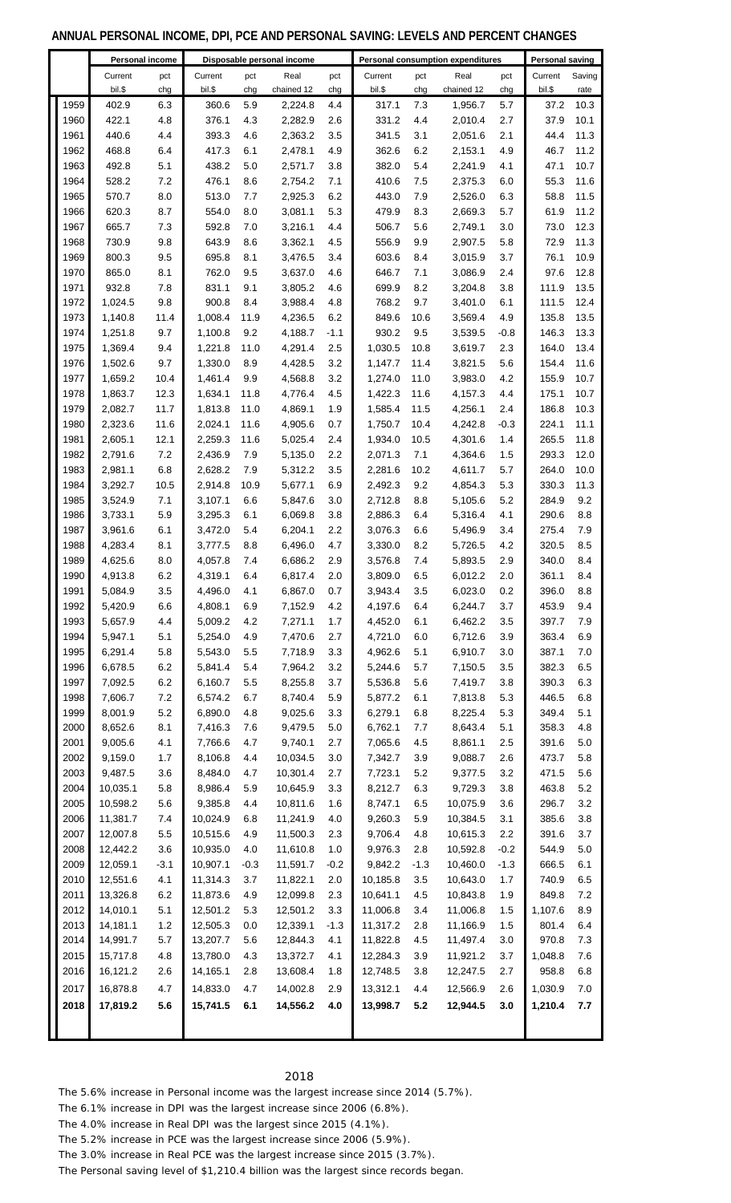## ANNUAL PERSONAL INCOME, DPI, PCE AND PERSONAL SAVING: LEVELS AND PERCENT CHANGES

| | Personal income | | Disposable personal income | | | | Personal consumption expenditures | | | | Personal saving | |
|---|---|---|---|---|---|---|---|---|---|---|---|---|
| | Current bil.$ | pct chg | Current bil.$ | pct chg | Real chained 12 | pct chg | Current bil.$ | pct chg | Real chained 12 | pct chg | Current bil.$ | Saving rate |
| 1959 | 402.9 | 6.3 | 360.6 | 5.9 | 2,224.8 | 4.4 | 317.1 | 7.3 | 1,956.7 | 5.7 | 37.2 | 10.3 |
| 1960 | 422.1 | 4.8 | 376.1 | 4.3 | 2,282.9 | 2.6 | 331.2 | 4.4 | 2,010.4 | 2.7 | 37.9 | 10.1 |
| 1961 | 440.6 | 4.4 | 393.3 | 4.6 | 2,363.2 | 3.5 | 341.5 | 3.1 | 2,051.6 | 2.1 | 44.4 | 11.3 |
| 1962 | 468.8 | 6.4 | 417.3 | 6.1 | 2,478.1 | 4.9 | 362.6 | 6.2 | 2,153.1 | 4.9 | 46.7 | 11.2 |
| 1963 | 492.8 | 5.1 | 438.2 | 5.0 | 2,571.7 | 3.8 | 382.0 | 5.4 | 2,241.9 | 4.1 | 47.1 | 10.7 |
| 1964 | 528.2 | 7.2 | 476.1 | 8.6 | 2,754.2 | 7.1 | 410.6 | 7.5 | 2,375.3 | 6.0 | 55.3 | 11.6 |
| 1965 | 570.7 | 8.0 | 513.0 | 7.7 | 2,925.3 | 6.2 | 443.0 | 7.9 | 2,526.0 | 6.3 | 58.8 | 11.5 |
| 1966 | 620.3 | 8.7 | 554.0 | 8.0 | 3,081.1 | 5.3 | 479.9 | 8.3 | 2,669.3 | 5.7 | 61.9 | 11.2 |
| 1967 | 665.7 | 7.3 | 592.8 | 7.0 | 3,216.1 | 4.4 | 506.7 | 5.6 | 2,749.1 | 3.0 | 73.0 | 12.3 |
| 1968 | 730.9 | 9.8 | 643.9 | 8.6 | 3,362.1 | 4.5 | 556.9 | 9.9 | 2,907.5 | 5.8 | 72.9 | 11.3 |
| 1969 | 800.3 | 9.5 | 695.8 | 8.1 | 3,476.5 | 3.4 | 603.6 | 8.4 | 3,015.9 | 3.7 | 76.1 | 10.9 |
| 1970 | 865.0 | 8.1 | 762.0 | 9.5 | 3,637.0 | 4.6 | 646.7 | 7.1 | 3,086.9 | 2.4 | 97.6 | 12.8 |
| 1971 | 932.8 | 7.8 | 831.1 | 9.1 | 3,805.2 | 4.6 | 699.9 | 8.2 | 3,204.8 | 3.8 | 111.9 | 13.5 |
| 1972 | 1,024.5 | 9.8 | 900.8 | 8.4 | 3,988.4 | 4.8 | 768.2 | 9.7 | 3,401.0 | 6.1 | 111.5 | 12.4 |
| 1973 | 1,140.8 | 11.4 | 1,008.4 | 11.9 | 4,236.5 | 6.2 | 849.6 | 10.6 | 3,569.4 | 4.9 | 135.8 | 13.5 |
| 1974 | 1,251.8 | 9.7 | 1,100.8 | 9.2 | 4,188.7 | -1.1 | 930.2 | 9.5 | 3,539.5 | -0.8 | 146.3 | 13.3 |
| 1975 | 1,369.4 | 9.4 | 1,221.8 | 11.0 | 4,291.4 | 2.5 | 1,030.5 | 10.8 | 3,619.7 | 2.3 | 164.0 | 13.4 |
| 1976 | 1,502.6 | 9.7 | 1,330.0 | 8.9 | 4,428.5 | 3.2 | 1,147.7 | 11.4 | 3,821.5 | 5.6 | 154.4 | 11.6 |
| 1977 | 1,659.2 | 10.4 | 1,461.4 | 9.9 | 4,568.8 | 3.2 | 1,274.0 | 11.0 | 3,983.0 | 4.2 | 155.9 | 10.7 |
| 1978 | 1,863.7 | 12.3 | 1,634.1 | 11.8 | 4,776.4 | 4.5 | 1,422.3 | 11.6 | 4,157.3 | 4.4 | 175.1 | 10.7 |
| 1979 | 2,082.7 | 11.7 | 1,813.8 | 11.0 | 4,869.1 | 1.9 | 1,585.4 | 11.5 | 4,256.1 | 2.4 | 186.8 | 10.3 |
| 1980 | 2,323.6 | 11.6 | 2,024.1 | 11.6 | 4,905.6 | 0.7 | 1,750.7 | 10.4 | 4,242.8 | -0.3 | 224.1 | 11.1 |
| 1981 | 2,605.1 | 12.1 | 2,259.3 | 11.6 | 5,025.4 | 2.4 | 1,934.0 | 10.5 | 4,301.6 | 1.4 | 265.5 | 11.8 |
| 1982 | 2,791.6 | 7.2 | 2,436.9 | 7.9 | 5,135.0 | 2.2 | 2,071.3 | 7.1 | 4,364.6 | 1.5 | 293.3 | 12.0 |
| 1983 | 2,981.1 | 6.8 | 2,628.2 | 7.9 | 5,312.2 | 3.5 | 2,281.6 | 10.2 | 4,611.7 | 5.7 | 264.0 | 10.0 |
| 1984 | 3,292.7 | 10.5 | 2,914.8 | 10.9 | 5,677.1 | 6.9 | 2,492.3 | 9.2 | 4,854.3 | 5.3 | 330.3 | 11.3 |
| 1985 | 3,524.9 | 7.1 | 3,107.1 | 6.6 | 5,847.6 | 3.0 | 2,712.8 | 8.8 | 5,105.6 | 5.2 | 284.9 | 9.2 |
| 1986 | 3,733.1 | 5.9 | 3,295.3 | 6.1 | 6,069.8 | 3.8 | 2,886.3 | 6.4 | 5,316.4 | 4.1 | 290.6 | 8.8 |
| 1987 | 3,961.6 | 6.1 | 3,472.0 | 5.4 | 6,204.1 | 2.2 | 3,076.3 | 6.6 | 5,496.9 | 3.4 | 275.4 | 7.9 |
| 1988 | 4,283.4 | 8.1 | 3,777.5 | 8.8 | 6,496.0 | 4.7 | 3,330.0 | 8.2 | 5,726.5 | 4.2 | 320.5 | 8.5 |
| 1989 | 4,625.6 | 8.0 | 4,057.8 | 7.4 | 6,686.2 | 2.9 | 3,576.8 | 7.4 | 5,893.5 | 2.9 | 340.0 | 8.4 |
| 1990 | 4,913.8 | 6.2 | 4,319.1 | 6.4 | 6,817.4 | 2.0 | 3,809.0 | 6.5 | 6,012.2 | 2.0 | 361.1 | 8.4 |
| 1991 | 5,084.9 | 3.5 | 4,496.0 | 4.1 | 6,867.0 | 0.7 | 3,943.4 | 3.5 | 6,023.0 | 0.2 | 396.0 | 8.8 |
| 1992 | 5,420.9 | 6.6 | 4,808.1 | 6.9 | 7,152.9 | 4.2 | 4,197.6 | 6.4 | 6,244.7 | 3.7 | 453.9 | 9.4 |
| 1993 | 5,657.9 | 4.4 | 5,009.2 | 4.2 | 7,271.1 | 1.7 | 4,452.0 | 6.1 | 6,462.2 | 3.5 | 397.7 | 7.9 |
| 1994 | 5,947.1 | 5.1 | 5,254.0 | 4.9 | 7,470.6 | 2.7 | 4,721.0 | 6.0 | 6,712.6 | 3.9 | 363.4 | 6.9 |
| 1995 | 6,291.4 | 5.8 | 5,543.0 | 5.5 | 7,718.9 | 3.3 | 4,962.6 | 5.1 | 6,910.7 | 3.0 | 387.1 | 7.0 |
| 1996 | 6,678.5 | 6.2 | 5,841.4 | 5.4 | 7,964.2 | 3.2 | 5,244.6 | 5.7 | 7,150.5 | 3.5 | 382.3 | 6.5 |
| 1997 | 7,092.5 | 6.2 | 6,160.7 | 5.5 | 8,255.8 | 3.7 | 5,536.8 | 5.6 | 7,419.7 | 3.8 | 390.3 | 6.3 |
| 1998 | 7,606.7 | 7.2 | 6,574.2 | 6.7 | 8,740.4 | 5.9 | 5,877.2 | 6.1 | 7,813.8 | 5.3 | 446.5 | 6.8 |
| 1999 | 8,001.9 | 5.2 | 6,890.0 | 4.8 | 9,025.6 | 3.3 | 6,279.1 | 6.8 | 8,225.4 | 5.3 | 349.4 | 5.1 |
| 2000 | 8,652.6 | 8.1 | 7,416.3 | 7.6 | 9,479.5 | 5.0 | 6,762.1 | 7.7 | 8,643.4 | 5.1 | 358.3 | 4.8 |
| 2001 | 9,005.6 | 4.1 | 7,766.6 | 4.7 | 9,740.1 | 2.7 | 7,065.6 | 4.5 | 8,861.1 | 2.5 | 391.6 | 5.0 |
| 2002 | 9,159.0 | 1.7 | 8,106.8 | 4.4 | 10,034.5 | 3.0 | 7,342.7 | 3.9 | 9,088.7 | 2.6 | 473.7 | 5.8 |
| 2003 | 9,487.5 | 3.6 | 8,484.0 | 4.7 | 10,301.4 | 2.7 | 7,723.1 | 5.2 | 9,377.5 | 3.2 | 471.5 | 5.6 |
| 2004 | 10,035.1 | 5.8 | 8,986.4 | 5.9 | 10,645.9 | 3.3 | 8,212.7 | 6.3 | 9,729.3 | 3.8 | 463.8 | 5.2 |
| 2005 | 10,598.2 | 5.6 | 9,385.8 | 4.4 | 10,811.6 | 1.6 | 8,747.1 | 6.5 | 10,075.9 | 3.6 | 296.7 | 3.2 |
| 2006 | 11,381.7 | 7.4 | 10,024.9 | 6.8 | 11,241.9 | 4.0 | 9,260.3 | 5.9 | 10,384.5 | 3.1 | 385.6 | 3.8 |
| 2007 | 12,007.8 | 5.5 | 10,515.6 | 4.9 | 11,500.3 | 2.3 | 9,706.4 | 4.8 | 10,615.3 | 2.2 | 391.6 | 3.7 |
| 2008 | 12,442.2 | 3.6 | 10,935.0 | 4.0 | 11,610.8 | 1.0 | 9,976.3 | 2.8 | 10,592.8 | -0.2 | 544.9 | 5.0 |
| 2009 | 12,059.1 | -3.1 | 10,907.1 | -0.3 | 11,591.7 | -0.2 | 9,842.2 | -1.3 | 10,460.0 | -1.3 | 666.5 | 6.1 |
| 2010 | 12,551.6 | 4.1 | 11,314.3 | 3.7 | 11,822.1 | 2.0 | 10,185.8 | 3.5 | 10,643.0 | 1.7 | 740.9 | 6.5 |
| 2011 | 13,326.8 | 6.2 | 11,873.6 | 4.9 | 12,099.8 | 2.3 | 10,641.1 | 4.5 | 10,843.8 | 1.9 | 849.8 | 7.2 |
| 2012 | 14,010.1 | 5.1 | 12,501.2 | 5.3 | 12,501.2 | 3.3 | 11,006.8 | 3.4 | 11,006.8 | 1.5 | 1,107.6 | 8.9 |
| 2013 | 14,181.1 | 1.2 | 12,505.3 | 0.0 | 12,339.1 | -1.3 | 11,317.2 | 2.8 | 11,166.9 | 1.5 | 801.4 | 6.4 |
| 2014 | 14,991.7 | 5.7 | 13,207.7 | 5.6 | 12,844.3 | 4.1 | 11,822.8 | 4.5 | 11,497.4 | 3.0 | 970.8 | 7.3 |
| 2015 | 15,717.8 | 4.8 | 13,780.0 | 4.3 | 13,372.7 | 4.1 | 12,284.3 | 3.9 | 11,921.2 | 3.7 | 1,048.8 | 7.6 |
| 2016 | 16,121.2 | 2.6 | 14,165.1 | 2.8 | 13,608.4 | 1.8 | 12,748.5 | 3.8 | 12,247.5 | 2.7 | 958.8 | 6.8 |
| 2017 | 16,878.8 | 4.7 | 14,833.0 | 4.7 | 14,002.8 | 2.9 | 13,312.1 | 4.4 | 12,566.9 | 2.6 | 1,030.9 | 7.0 |
| **2018** | **17,819.2** | **5.6** | **15,741.5** | **6.1** | **14,556.2** | **4.0** | **13,998.7** | **5.2** | **12,944.5** | **3.0** | **1,210.4** | **7.7** |

2018

The 5.6% increase in Personal income was the largest increase since 2014 (5.7%).

The 6.1% increase in DPI was the largest increase since 2006 (6.8%).

The 4.0% increase in Real DPI was the largest since 2015 (4.1%).

The 5.2% increase in PCE was the largest increase since 2006 (5.9%).

The 3.0% increase in Real PCE was the largest increase since 2015 (3.7%).

The Personal saving level of $1,210.4 billion was the largest since records began.